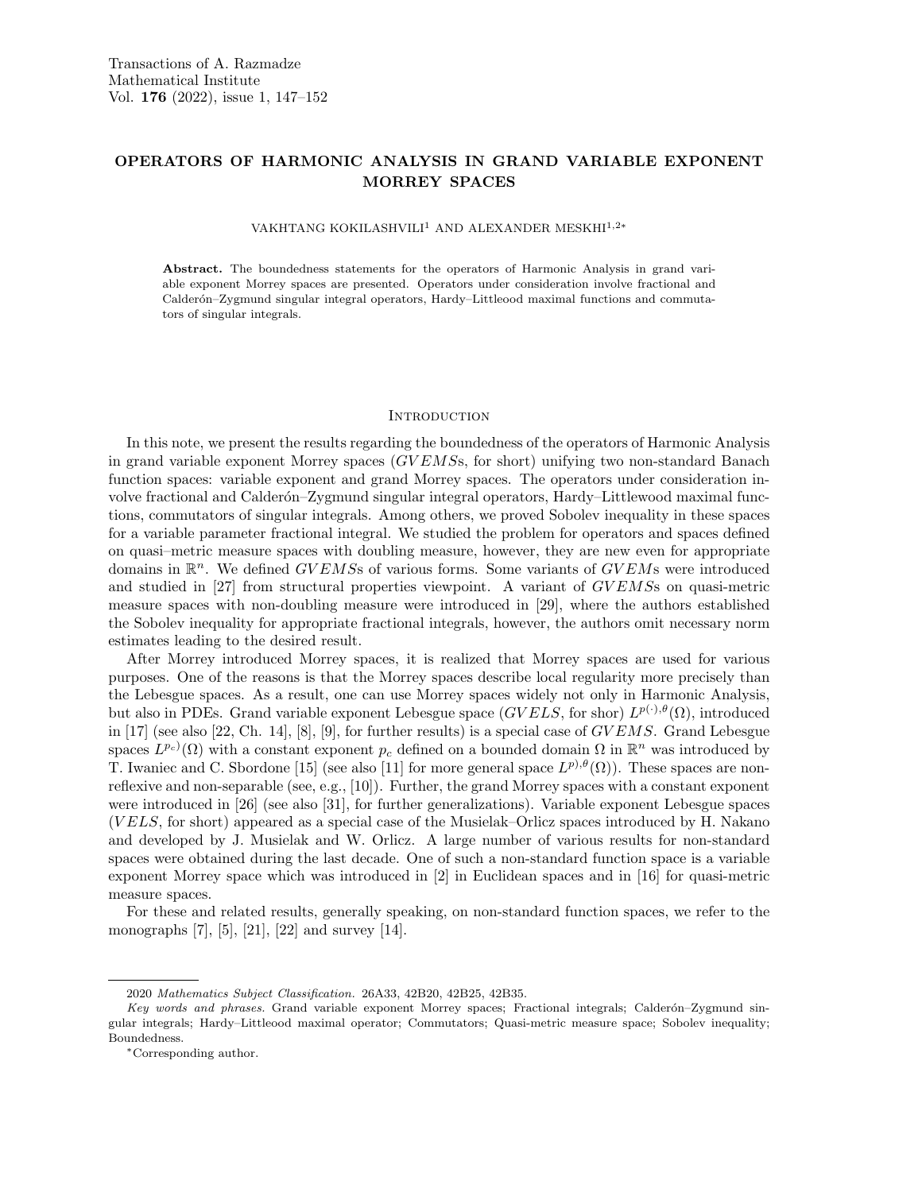# OPERATORS OF HARMONIC ANALYSIS IN GRAND VARIABLE EXPONENT MORREY SPACES

VAKHTANG KOKILASHVILI[1] AND ALEXANDER MESKHI[1,2*]

**Abstract.** The boundedness statements for the operators of Harmonic Analysis in grand variable exponent Morrey spaces are presented. Operators under consideration involve fractional and Calderón–Zygmund singular integral operators, Hardy–Littleood maximal functions and commutators of singular integrals.

## Introduction

In this note, we present the results regarding the boundedness of the operators of Harmonic Analysis in grand variable exponent Morrey spaces ($GVEMS$s, for short) unifying two non-standard Banach function spaces: variable exponent and grand Morrey spaces. The operators under consideration involve fractional and Calderón–Zygmund singular integral operators, Hardy–Littlewood maximal functions, commutators of singular integrals. Among others, we proved Sobolev inequality in these spaces for a variable parameter fractional integral. We studied the problem for operators and spaces defined on quasi–metric measure spaces with doubling measure, however, they are new even for appropriate domains in $\mathbb{R}^n$. We defined $GVEMS$s of various forms. Some variants of $GVEM$s were introduced and studied in [27] from structural properties viewpoint. A variant of $GVEMS$s on quasi-metric measure spaces with non-doubling measure were introduced in [29], where the authors established the Sobolev inequality for appropriate fractional integrals, however, the authors omit necessary norm estimates leading to the desired result.

After Morrey introduced Morrey spaces, it is realized that Morrey spaces are used for various purposes. One of the reasons is that the Morrey spaces describe local regularity more precisely than the Lebesgue spaces. As a result, one can use Morrey spaces widely not only in Harmonic Analysis, but also in PDEs. Grand variable exponent Lebesgue space ($GVELS$, for shor) $L^{p(\cdot),\theta}(\Omega)$, introduced in [17] (see also [22, Ch. 14], [8], [9], for further results) is a special case of $GVEMS$. Grand Lebesgue spaces $L^{p_c)}(\Omega)$ with a constant exponent $p_c$ defined on a bounded domain $\Omega$ in $\mathbb{R}^n$ was introduced by T. Iwaniec and C. Sbordone [15] (see also [11] for more general space $L^{p),\theta}(\Omega)$). These spaces are non-reflexive and non-separable (see, e.g., [10]). Further, the grand Morrey spaces with a constant exponent were introduced in [26] (see also [31], for further generalizations). Variable exponent Lebesgue spaces ($VELS$, for short) appeared as a special case of the Musielak–Orlicz spaces introduced by H. Nakano and developed by J. Musielak and W. Orlicz. A large number of various results for non-standard spaces were obtained during the last decade. One of such a non-standard function space is a variable exponent Morrey space which was introduced in [2] in Euclidean spaces and in [16] for quasi-metric measure spaces.

For these and related results, generally speaking, on non-standard function spaces, we refer to the monographs [7], [5], [21], [22] and survey [14].

---

2020 *Mathematics Subject Classification.* 26A33, 42B20, 42B25, 42B35.

*Key words and phrases.* Grand variable exponent Morrey spaces; Fractional integrals; Calderón–Zygmund singular integrals; Hardy–Littleood maximal operator; Commutators; Quasi-metric measure space; Sobolev inequality; Boundedness.

*Corresponding author.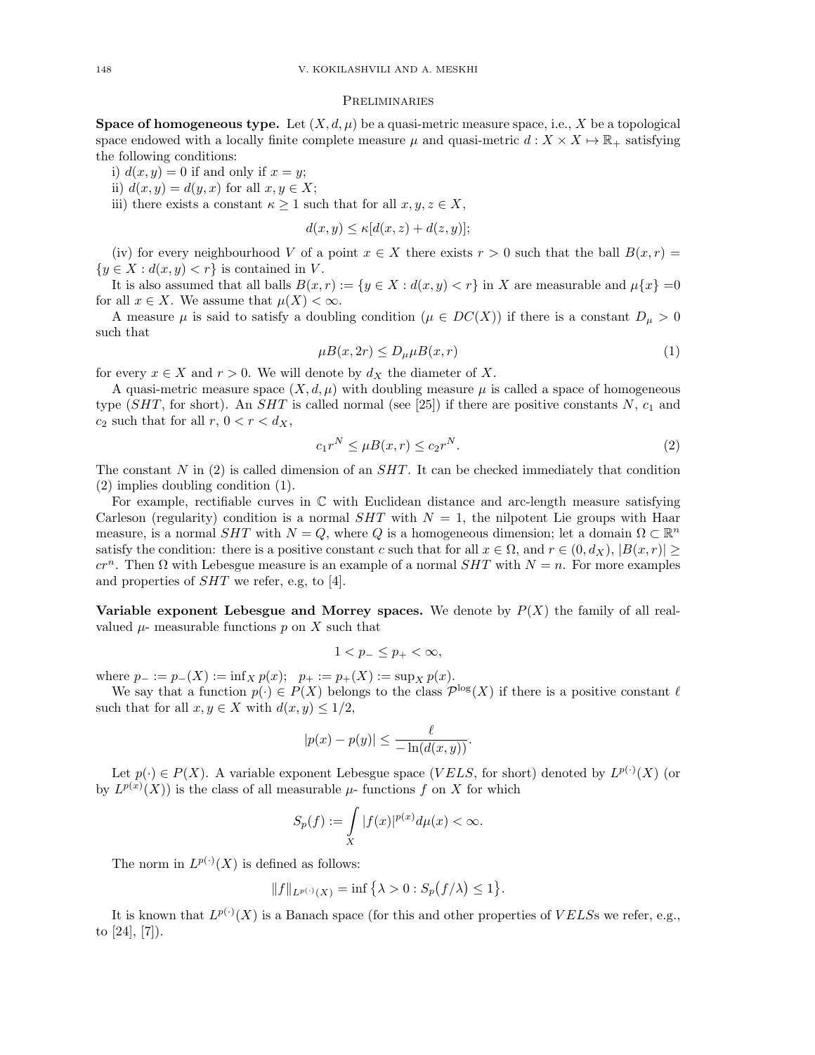## Preliminaries

**Space of homogeneous type.** Let $(X, d, \mu)$ be a quasi-metric measure space, i.e., $X$ be a topological space endowed with a locally finite complete measure $\mu$ and quasi-metric $d : X \times X \mapsto \mathbb{R}_+$ satisfying the following conditions:

i) $d(x, y) = 0$ if and only if $x = y$;

ii) $d(x, y) = d(y, x)$ for all $x, y \in X$;

iii) there exists a constant $\kappa \geq 1$ such that for all $x, y, z \in X$,

$$d(x, y) \leq \kappa[d(x, z) + d(z, y)];$$

(iv) for every neighbourhood $V$ of a point $x \in X$ there exists $r > 0$ such that the ball $B(x, r) = \{y \in X : d(x, y) < r\}$ is contained in $V$.

It is also assumed that all balls $B(x, r) := \{y \in X : d(x, y) < r\}$ in $X$ are measurable and $\mu\{x\} = 0$ for all $x \in X$. We assume that $\mu(X) < \infty$.

A measure $\mu$ is said to satisfy a doubling condition ($\mu \in DC(X)$) if there is a constant $D_\mu > 0$ such that

$$\mu B(x, 2r) \leq D_\mu \mu B(x, r) \tag{1}$$

for every $x \in X$ and $r > 0$. We will denote by $d_X$ the diameter of $X$.

A quasi-metric measure space $(X, d, \mu)$ with doubling measure $\mu$ is called a space of homogeneous type ($SHT$, for short). An $SHT$ is called normal (see [25]) if there are positive constants $N$, $c_1$ and $c_2$ such that for all $r$, $0 < r < d_X$,

$$c_1 r^N \leq \mu B(x, r) \leq c_2 r^N. \tag{2}$$

The constant $N$ in (2) is called dimension of an $SHT$. It can be checked immediately that condition (2) implies doubling condition (1).

For example, rectifiable curves in $\mathbb{C}$ with Euclidean distance and arc-length measure satisfying Carleson (regularity) condition is a normal $SHT$ with $N = 1$, the nilpotent Lie groups with Haar measure, is a normal $SHT$ with $N = Q$, where $Q$ is a homogeneous dimension; let a domain $\Omega \subset \mathbb{R}^n$ satisfy the condition: there is a positive constant $c$ such that for all $x \in \Omega$, and $r \in (0, d_X)$, $|B(x, r)| \geq cr^n$. Then $\Omega$ with Lebesgue measure is an example of a normal $SHT$ with $N = n$. For more examples and properties of $SHT$ we refer, e.g, to [4].

**Variable exponent Lebesgue and Morrey spaces.** We denote by $P(X)$ the family of all real-valued $\mu$- measurable functions $p$ on $X$ such that

$$1 < p_- \leq p_+ < \infty,$$

where $p_- := p_-(X) := \inf_X p(x)$; $p_+ := p_+(X) := \sup_X p(x)$.

We say that a function $p(\cdot) \in P(X)$ belongs to the class $\mathcal{P}^{\log}(X)$ if there is a positive constant $\ell$ such that for all $x, y \in X$ with $d(x, y) \leq 1/2$,

$$|p(x) - p(y)| \leq \frac{\ell}{-\ln(d(x, y))}.$$

Let $p(\cdot) \in P(X)$. A variable exponent Lebesgue space ($VELS$, for short) denoted by $L^{p(\cdot)}(X)$ (or by $L^{p(x)}(X)$) is the class of all measurable $\mu$- functions $f$ on $X$ for which

$$S_p(f) := \int\limits_X |f(x)|^{p(x)} d\mu(x) < \infty.$$

The norm in $L^{p(\cdot)}(X)$ is defined as follows:

$$\|f\|_{L^{p(\cdot)}(X)} = \inf\left\{\lambda > 0 : S_p\big(f/\lambda\big) \leq 1\right\}.$$

It is known that $L^{p(\cdot)}(X)$ is a Banach space (for this and other properties of $VELS$s we refer, e.g., to [24], [7]).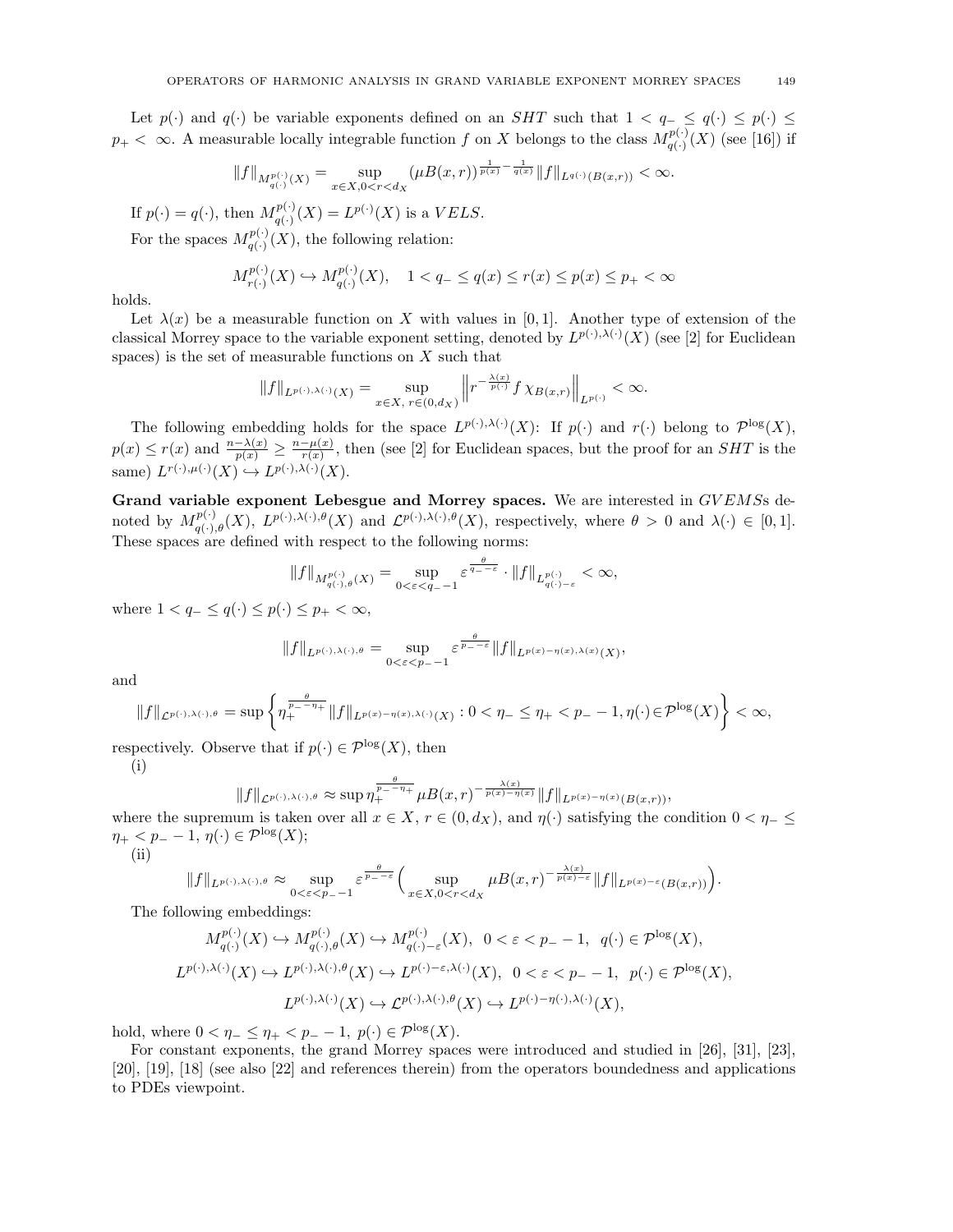Let $p(\cdot)$ and $q(\cdot)$ be variable exponents defined on an $SHT$ such that $1 < q_- \le q(\cdot) \le p(\cdot) \le p_+ < \infty$. A measurable locally integrable function $f$ on $X$ belongs to the class $M^{p(\cdot)}_{q(\cdot)}(X)$ (see [16]) if

$$\|f\|_{M^{p(\cdot)}_{q(\cdot)}(X)} = \sup_{x\in X, 0<r<d_X} (\mu B(x,r))^{\frac{1}{p(x)}-\frac{1}{q(x)}} \|f\|_{L^{q(\cdot)}(B(x,r))} < \infty.$$

If $p(\cdot) = q(\cdot)$, then $M^{p(\cdot)}_{q(\cdot)}(X) = L^{p(\cdot)}(X)$ is a $VELS$.

For the spaces $M^{p(\cdot)}_{q(\cdot)}(X)$, the following relation:

$$M^{p(\cdot)}_{r(\cdot)}(X) \hookrightarrow M^{p(\cdot)}_{q(\cdot)}(X), \quad 1 < q_- \le q(x) \le r(x) \le p(x) \le p_+ < \infty$$

holds.

Let $\lambda(x)$ be a measurable function on $X$ with values in $[0,1]$. Another type of extension of the classical Morrey space to the variable exponent setting, denoted by $L^{p(\cdot),\lambda(\cdot)}(X)$ (see [2] for Euclidean spaces) is the set of measurable functions on $X$ such that

$$\|f\|_{L^{p(\cdot),\lambda(\cdot)}(X)} = \sup_{x\in X,\, r\in(0,d_X)} \left\| r^{-\frac{\lambda(x)}{p(\cdot)}} f \chi_{B(x,r)} \right\|_{L^{p(\cdot)}} < \infty.$$

The following embedding holds for the space $L^{p(\cdot),\lambda(\cdot)}(X)$: If $p(\cdot)$ and $r(\cdot)$ belong to $\mathcal{P}^{\log}(X)$, $p(x) \le r(x)$ and $\frac{n-\lambda(x)}{p(x)} \ge \frac{n-\mu(x)}{r(x)}$, then (see [2] for Euclidean spaces, but the proof for an $SHT$ is the same) $L^{r(\cdot),\mu(\cdot)}(X) \hookrightarrow L^{p(\cdot),\lambda(\cdot)}(X)$.

**Grand variable exponent Lebesgue and Morrey spaces.** We are interested in $GVEMS$s denoted by $M^{p(\cdot)}_{q(\cdot),\theta}(X)$, $L^{p(\cdot),\lambda(\cdot),\theta}(X)$ and $\mathcal{L}^{p(\cdot),\lambda(\cdot),\theta}(X)$, respectively, where $\theta > 0$ and $\lambda(\cdot) \in [0,1]$. These spaces are defined with respect to the following norms:

$$\|f\|_{M^{p(\cdot)}_{q(\cdot),\theta}(X)} = \sup_{0<\varepsilon<q_- -1} \varepsilon^{\frac{\theta}{q_- -\varepsilon}} \cdot \|f\|_{L^{p(\cdot)}_{q(\cdot)-\varepsilon}} < \infty,$$

where $1 < q_- \le q(\cdot) \le p(\cdot) \le p_+ < \infty$,

$$\|f\|_{L^{p(\cdot),\lambda(\cdot),\theta}} = \sup_{0<\varepsilon<p_- -1} \varepsilon^{\frac{\theta}{p_- -\varepsilon}} \|f\|_{L^{p(x)-\eta(x),\lambda(x)}(X)},$$

and

$$\|f\|_{\mathcal{L}^{p(\cdot),\lambda(\cdot),\theta}} = \sup\left\{ \eta_+^{\frac{\theta}{p_- -\eta_+}} \|f\|_{L^{p(x)-\eta(x),\lambda(\cdot)}(X)} : 0 < \eta_- \le \eta_+ < p_- - 1, \eta(\cdot) \in \mathcal{P}^{\log}(X) \right\} < \infty,$$

respectively. Observe that if $p(\cdot) \in \mathcal{P}^{\log}(X)$, then

(i)

$$\|f\|_{\mathcal{L}^{p(\cdot),\lambda(\cdot),\theta}} \approx \sup \eta_+^{\frac{\theta}{p_- -\eta_+}} \mu B(x,r)^{-\frac{\lambda(x)}{p(x)-\eta(x)}} \|f\|_{L^{p(x)-\eta(x)}(B(x,r))},$$

where the supremum is taken over all $x \in X$, $r \in (0, d_X)$, and $\eta(\cdot)$ satisfying the condition $0 < \eta_- \le \eta_+ < p_- - 1$, $\eta(\cdot) \in \mathcal{P}^{\log}(X)$;

(ii)

$$\|f\|_{L^{p(\cdot),\lambda(\cdot),\theta}} \approx \sup_{0<\varepsilon<p_- -1} \varepsilon^{\frac{\theta}{p_- -\varepsilon}} \Big( \sup_{x\in X, 0<r<d_X} \mu B(x,r)^{-\frac{\lambda(x)}{p(x)-\varepsilon}} \|f\|_{L^{p(x)-\varepsilon}(B(x,r))} \Big).$$

The following embeddings:

$$M^{p(\cdot)}_{q(\cdot)}(X) \hookrightarrow M^{p(\cdot)}_{q(\cdot),\theta}(X) \hookrightarrow M^{p(\cdot)}_{q(\cdot)-\varepsilon}(X), \ \ 0 < \varepsilon < p_- - 1, \ \ q(\cdot) \in \mathcal{P}^{\log}(X),$$

$$L^{p(\cdot),\lambda(\cdot)}(X) \hookrightarrow L^{p(\cdot),\lambda(\cdot),\theta}(X) \hookrightarrow L^{p(\cdot)-\varepsilon,\lambda(\cdot)}(X), \ \ 0 < \varepsilon < p_- - 1, \ \ p(\cdot) \in \mathcal{P}^{\log}(X),$$

$$L^{p(\cdot),\lambda(\cdot)}(X) \hookrightarrow \mathcal{L}^{p(\cdot),\lambda(\cdot),\theta}(X) \hookrightarrow L^{p(\cdot)-\eta(\cdot),\lambda(\cdot)}(X),$$

hold, where $0 < \eta_- \le \eta_+ < p_- - 1$, $p(\cdot) \in \mathcal{P}^{\log}(X)$.

For constant exponents, the grand Morrey spaces were introduced and studied in [26], [31], [23], [20], [19], [18] (see also [22] and references therein) from the operators boundedness and applications to PDEs viewpoint.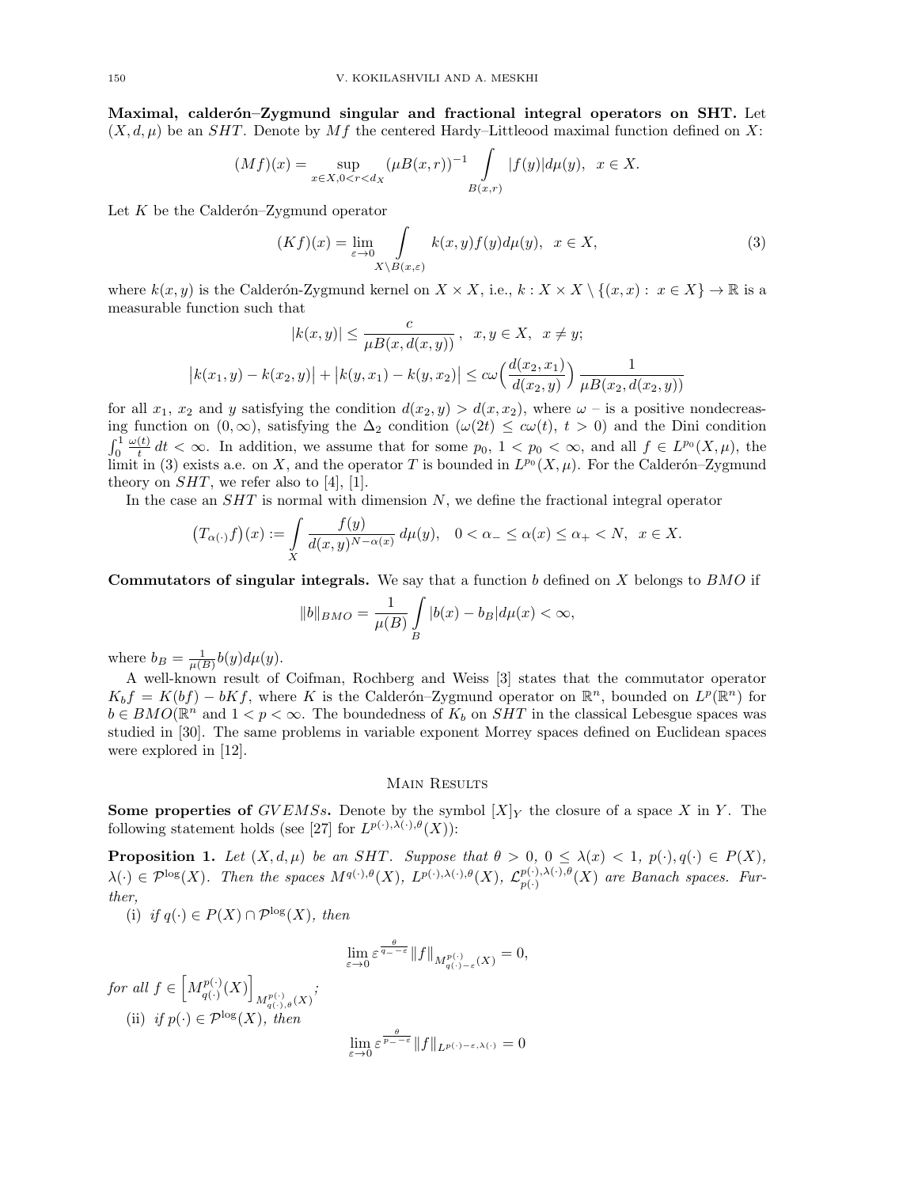**Maximal, calderón–Zygmund singular and fractional integral operators on SHT.** Let $(X, d, \mu)$ be an $SHT$. Denote by $Mf$ the centered Hardy–Littleood maximal function defined on $X$:

$$(Mf)(x) = \sup_{x \in X, 0<r<d_X} (\mu B(x,r))^{-1} \int\limits_{B(x,r)} |f(y)| d\mu(y), \quad x \in X.$$

Let $K$ be the Calderón–Zygmund operator

$$(Kf)(x) = \lim_{\varepsilon \to 0} \int\limits_{X \setminus B(x,\varepsilon)} k(x,y) f(y) d\mu(y), \quad x \in X, \tag{3}$$

where $k(x,y)$ is the Calderón-Zygmund kernel on $X \times X$, i.e., $k : X \times X \setminus \{(x,x) : \ x \in X\} \to \mathbb{R}$ is a measurable function such that

$$|k(x,y)| \leq \frac{c}{\mu B(x, d(x,y))}\,, \quad x, y \in X, \quad x \neq y;$$

$$\big|k(x_1,y) - k(x_2,y)\big| + \big|k(y,x_1) - k(y,x_2)\big| \leq c\omega\Big(\frac{d(x_2,x_1)}{d(x_2,y)}\Big) \frac{1}{\mu B(x_2, d(x_2,y))}$$

for all $x_1$, $x_2$ and $y$ satisfying the condition $d(x_2,y) > d(x,x_2)$, where $\omega$ – is a positive nondecreasing function on $(0,\infty)$, satisfying the $\Delta_2$ condition ($\omega(2t) \leq c\omega(t)$, $t > 0$) and the Dini condition $\int_0^1 \frac{\omega(t)}{t}\,dt < \infty$. In addition, we assume that for some $p_0$, $1 < p_0 < \infty$, and all $f \in L^{p_0}(X,\mu)$, the limit in (3) exists a.e. on $X$, and the operator $T$ is bounded in $L^{p_0}(X,\mu)$. For the Calderón–Zygmund theory on $SHT$, we refer also to [4], [1].

In the case an $SHT$ is normal with dimension $N$, we define the fractional integral operator

$$\big(T_{\alpha(\cdot)}f\big)(x) := \int\limits_X \frac{f(y)}{d(x,y)^{N-\alpha(x)}}\, d\mu(y), \quad 0 < \alpha_- \leq \alpha(x) \leq \alpha_+ < N, \ \ x \in X.$$

**Commutators of singular integrals.** We say that a function $b$ defined on $X$ belongs to $BMO$ if

$$\|b\|_{BMO} = \frac{1}{\mu(B)} \int\limits_B |b(x) - b_B| d\mu(x) < \infty,$$

where $b_B = \frac{1}{\mu(B)} b(y) d\mu(y)$.

A well-known result of Coifman, Rochberg and Weiss [3] states that the commutator operator $K_b f = K(bf) - bKf$, where $K$ is the Calderón–Zygmund operator on $\mathbb{R}^n$, bounded on $L^p(\mathbb{R}^n)$ for $b \in BMO(\mathbb{R}^n$ and $1 < p < \infty$. The boundedness of $K_b$ on $SHT$ in the classical Lebesgue spaces was studied in [30]. The same problems in variable exponent Morrey spaces defined on Euclidean spaces were explored in [12].

## Main Results

**Some properties of** $GVEMSs$**.** Denote by the symbol $[X]_Y$ the closure of a space $X$ in $Y$. The following statement holds (see [27] for $L^{p(\cdot),\lambda(\cdot),\theta}(X)$):

**Proposition 1.** *Let $(X, d, \mu)$ be an $SHT$. Suppose that $\theta > 0$, $0 \leq \lambda(x) < 1$, $p(\cdot), q(\cdot) \in P(X)$, $\lambda(\cdot) \in \mathcal{P}^{\log}(X)$. Then the spaces $M^{q(\cdot),\theta}(X)$, $L^{p(\cdot),\lambda(\cdot),\theta}(X)$, $\mathcal{L}^{p(\cdot),\lambda(\cdot),\theta}_{p(\cdot)}(X)$ are Banach spaces. Further,*

(i) *if $q(\cdot) \in P(X) \cap \mathcal{P}^{\log}(X)$, then*

$$\lim_{\varepsilon \to 0} \varepsilon^{\frac{\theta}{q_- - \varepsilon}} \|f\|_{M^{p(\cdot)}_{q(\cdot)-\varepsilon}(X)} = 0,$$

*for all $f \in \Big[M^{p(\cdot)}_{q(\cdot)}(X)\Big]_{M^{p(\cdot)}_{q(\cdot),\theta}(X)}$;*

(ii) *if $p(\cdot) \in \mathcal{P}^{\log}(X)$, then*

$$\lim_{\varepsilon \to 0} \varepsilon^{\frac{\theta}{p_- - \varepsilon}} \|f\|_{L^{p(\cdot)-\varepsilon,\lambda(\cdot)}} = 0$$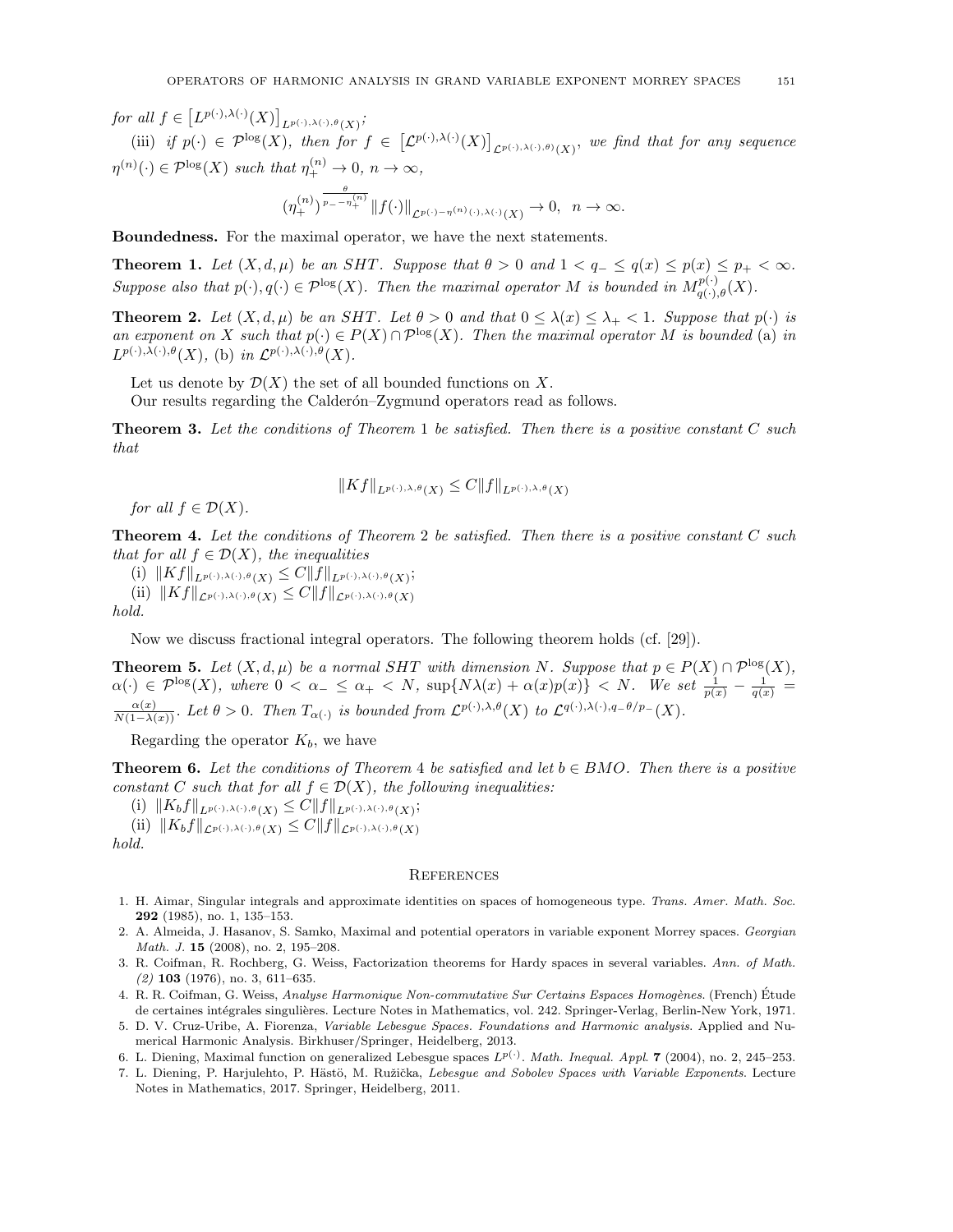*for all* $f \in \left[L^{p(\cdot),\lambda(\cdot)}(X)\right]_{L^{p(\cdot),\lambda(\cdot),\theta}(X)}$;

(iii) *if* $p(\cdot) \in \mathcal{P}^{\log}(X)$, *then for* $f \in \left[\mathcal{L}^{p(\cdot),\lambda(\cdot)}(X)\right]_{\mathcal{L}^{p(\cdot),\lambda(\cdot),\theta)}(X)}$, *we find that for any sequence* $\eta^{(n)}(\cdot) \in \mathcal{P}^{\log}(X)$ *such that* $\eta_+^{(n)} \to 0$, $n \to \infty$,

$$(\eta_+^{(n)})^{\frac{\theta}{p_- - \eta_+^{(n)}}} \|f(\cdot)\|_{\mathcal{L}^{p(\cdot)-\eta^{(n)}(\cdot),\lambda(\cdot)}(X)} \to 0, \quad n \to \infty.$$

**Boundedness.** For the maximal operator, we have the next statements.

**Theorem 1.** *Let* $(X, d, \mu)$ *be an SHT. Suppose that* $\theta > 0$ *and* $1 < q_- \le q(x) \le p(x) \le p_+ < \infty$. *Suppose also that* $p(\cdot), q(\cdot) \in \mathcal{P}^{\log}(X)$. *Then the maximal operator* $M$ *is bounded in* $M^{p(\cdot)}_{q(\cdot),\theta}(X)$.

**Theorem 2.** *Let* $(X, d, \mu)$ *be an SHT. Let* $\theta > 0$ *and that* $0 \le \lambda(x) \le \lambda_+ < 1$. *Suppose that* $p(\cdot)$ *is an exponent on* $X$ *such that* $p(\cdot) \in P(X) \cap \mathcal{P}^{\log}(X)$. *Then the maximal operator* $M$ *is bounded* (a) *in* $L^{p(\cdot),\lambda(\cdot),\theta}(X)$, (b) *in* $\mathcal{L}^{p(\cdot),\lambda(\cdot),\theta}(X)$.

Let us denote by $\mathcal{D}(X)$ the set of all bounded functions on $X$.

Our results regarding the Calderón–Zygmund operators read as follows.

**Theorem 3.** *Let the conditions of Theorem* 1 *be satisfied. Then there is a positive constant* $C$ *such that*

$$\|Kf\|_{L^{p(\cdot),\lambda,\theta}(X)} \le C\|f\|_{L^{p(\cdot),\lambda,\theta}(X)}$$

*for all* $f \in \mathcal{D}(X)$.

**Theorem 4.** *Let the conditions of Theorem* 2 *be satisfied. Then there is a positive constant* $C$ *such that for all* $f \in \mathcal{D}(X)$, *the inequalities*

(i) $\|Kf\|_{L^{p(\cdot),\lambda(\cdot),\theta}(X)} \le C\|f\|_{L^{p(\cdot),\lambda(\cdot),\theta}(X)}$;

(ii) $\|Kf\|_{\mathcal{L}^{p(\cdot),\lambda(\cdot),\theta}(X)} \le C\|f\|_{\mathcal{L}^{p(\cdot),\lambda(\cdot),\theta}(X)}$

*hold.*

Now we discuss fractional integral operators. The following theorem holds (cf. [29]).

**Theorem 5.** *Let* $(X, d, \mu)$ *be a normal SHT with dimension* $N$. *Suppose that* $p \in P(X) \cap \mathcal{P}^{\log}(X)$, $\alpha(\cdot) \in \mathcal{P}^{\log}(X)$, *where* $0 < \alpha_- \le \alpha_+ < N$, $\sup\{N\lambda(x) + \alpha(x)p(x)\} < N$. *We set* $\frac{1}{p(x)} - \frac{1}{q(x)} = \frac{\alpha(x)}{N(1-\lambda(x))}$. *Let* $\theta > 0$. *Then* $T_{\alpha(\cdot)}$ *is bounded from* $\mathcal{L}^{p(\cdot),\lambda,\theta}(X)$ *to* $\mathcal{L}^{q(\cdot),\lambda(\cdot),q_-\theta/p_-}(X)$.

Regarding the operator $K_b$, we have

**Theorem 6.** *Let the conditions of Theorem* 4 *be satisfied and let* $b \in BMO$. *Then there is a positive constant* $C$ *such that for all* $f \in \mathcal{D}(X)$, *the following inequalities:*

(i) $\|K_b f\|_{L^{p(\cdot),\lambda(\cdot),\theta}(X)} \le C\|f\|_{L^{p(\cdot),\lambda(\cdot),\theta}(X)}$;

(ii) $\|K_b f\|_{\mathcal{L}^{p(\cdot),\lambda(\cdot),\theta}(X)} \le C\|f\|_{\mathcal{L}^{p(\cdot),\lambda(\cdot),\theta}(X)}$

*hold.*

## References

1. H. Aimar, Singular integrals and approximate identities on spaces of homogeneous type. *Trans. Amer. Math. Soc.* **292** (1985), no. 1, 135–153.
2. A. Almeida, J. Hasanov, S. Samko, Maximal and potential operators in variable exponent Morrey spaces. *Georgian Math. J.* **15** (2008), no. 2, 195–208.
3. R. Coifman, R. Rochberg, G. Weiss, Factorization theorems for Hardy spaces in several variables. *Ann. of Math. (2)* **103** (1976), no. 3, 611–635.
4. R. R. Coifman, G. Weiss, *Analyse Harmonique Non-commutative Sur Certains Espaces Homogènes.* (French) Étude de certaines intégrales singulières. Lecture Notes in Mathematics, vol. 242. Springer-Verlag, Berlin-New York, 1971.
5. D. V. Cruz-Uribe, A. Fiorenza, *Variable Lebesgue Spaces. Foundations and Harmonic analysis.* Applied and Numerical Harmonic Analysis. Birkhuser/Springer, Heidelberg, 2013.
6. L. Diening, Maximal function on generalized Lebesgue spaces $L^{p(\cdot)}$. *Math. Inequal. Appl.* **7** (2004), no. 2, 245–253.
7. L. Diening, P. Harjulehto, P. Hästö, M. Ružička, *Lebesgue and Sobolev Spaces with Variable Exponents.* Lecture Notes in Mathematics, 2017. Springer, Heidelberg, 2011.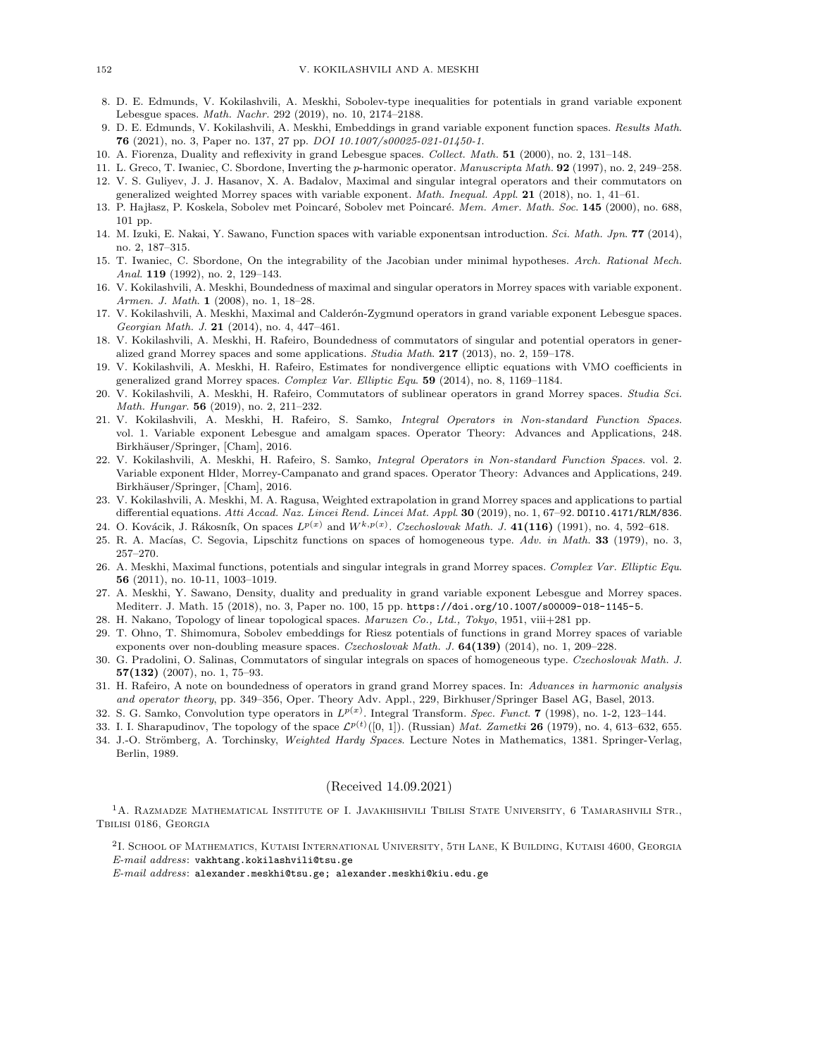8. D. E. Edmunds, V. Kokilashvili, A. Meskhi, Sobolev-type inequalities for potentials in grand variable exponent Lebesgue spaces. *Math. Nachr.* 292 (2019), no. 10, 2174–2188.
9. D. E. Edmunds, V. Kokilashvili, A. Meskhi, Embeddings in grand variable exponent function spaces. *Results Math.* **76** (2021), no. 3, Paper no. 137, 27 pp. *DOI 10.1007/s00025-021-01450-1.*
10. A. Fiorenza, Duality and reflexivity in grand Lebesgue spaces. *Collect. Math.* **51** (2000), no. 2, 131–148.
11. L. Greco, T. Iwaniec, C. Sbordone, Inverting the $p$-harmonic operator. *Manuscripta Math.* **92** (1997), no. 2, 249–258.
12. V. S. Guliyev, J. J. Hasanov, X. A. Badalov, Maximal and singular integral operators and their commutators on generalized weighted Morrey spaces with variable exponent. *Math. Inequal. Appl.* **21** (2018), no. 1, 41–61.
13. P. Hajłasz, P. Koskela, Sobolev met Poincaré, Sobolev met Poincaré. *Mem. Amer. Math. Soc.* **145** (2000), no. 688, 101 pp.
14. M. Izuki, E. Nakai, Y. Sawano, Function spaces with variable exponentsan introduction. *Sci. Math. Jpn.* **77** (2014), no. 2, 187–315.
15. T. Iwaniec, C. Sbordone, On the integrability of the Jacobian under minimal hypotheses. *Arch. Rational Mech. Anal.* **119** (1992), no. 2, 129–143.
16. V. Kokilashvili, A. Meskhi, Boundedness of maximal and singular operators in Morrey spaces with variable exponent. *Armen. J. Math.* **1** (2008), no. 1, 18–28.
17. V. Kokilashvili, A. Meskhi, Maximal and Calderón-Zygmund operators in grand variable exponent Lebesgue spaces. *Georgian Math. J.* **21** (2014), no. 4, 447–461.
18. V. Kokilashvili, A. Meskhi, H. Rafeiro, Boundedness of commutators of singular and potential operators in generalized grand Morrey spaces and some applications. *Studia Math.* **217** (2013), no. 2, 159–178.
19. V. Kokilashvili, A. Meskhi, H. Rafeiro, Estimates for nondivergence elliptic equations with VMO coefficients in generalized grand Morrey spaces. *Complex Var. Elliptic Equ.* **59** (2014), no. 8, 1169–1184.
20. V. Kokilashvili, A. Meskhi, H. Rafeiro, Commutators of sublinear operators in grand Morrey spaces. *Studia Sci. Math. Hungar.* **56** (2019), no. 2, 211–232.
21. V. Kokilashvili, A. Meskhi, H. Rafeiro, S. Samko, *Integral Operators in Non-standard Function Spaces.* vol. 1. Variable exponent Lebesgue and amalgam spaces. Operator Theory: Advances and Applications, 248. Birkhäuser/Springer, [Cham], 2016.
22. V. Kokilashvili, A. Meskhi, H. Rafeiro, S. Samko, *Integral Operators in Non-standard Function Spaces.* vol. 2. Variable exponent Hlder, Morrey-Campanato and grand spaces. Operator Theory: Advances and Applications, 249. Birkhäuser/Springer, [Cham], 2016.
23. V. Kokilashvili, A. Meskhi, M. A. Ragusa, Weighted extrapolation in grand Morrey spaces and applications to partial differential equations. *Atti Accad. Naz. Lincei Rend. Lincei Mat. Appl.* **30** (2019), no. 1, 67–92. DOI10.4171/RLM/836.
24. O. Kovácik, J. Rákosník, On spaces $L^{p(x)}$ and $W^{k,p(x)}$. *Czechoslovak Math. J.* **41(116)** (1991), no. 4, 592–618.
25. R. A. Macías, C. Segovia, Lipschitz functions on spaces of homogeneous type. *Adv. in Math.* **33** (1979), no. 3, 257–270.
26. A. Meskhi, Maximal functions, potentials and singular integrals in grand Morrey spaces. *Complex Var. Elliptic Equ.* **56** (2011), no. 10-11, 1003–1019.
27. A. Meskhi, Y. Sawano, Density, duality and preduality in grand variable exponent Lebesgue and Morrey spaces. Mediterr. J. Math. 15 (2018), no. 3, Paper no. 100, 15 pp. https://doi.org/10.1007/s00009-018-1145-5.
28. H. Nakano, Topology of linear topological spaces. *Maruzen Co., Ltd., Tokyo*, 1951, viii+281 pp.
29. T. Ohno, T. Shimomura, Sobolev embeddings for Riesz potentials of functions in grand Morrey spaces of variable exponents over non-doubling measure spaces. *Czechoslovak Math. J.* **64(139)** (2014), no. 1, 209–228.
30. G. Pradolini, O. Salinas, Commutators of singular integrals on spaces of homogeneous type. *Czechoslovak Math. J.* **57(132)** (2007), no. 1, 75–93.
31. H. Rafeiro, A note on boundedness of operators in grand grand Morrey spaces. In: *Advances in harmonic analysis and operator theory*, pp. 349–356, Oper. Theory Adv. Appl., 229, Birkhuser/Springer Basel AG, Basel, 2013.
32. S. G. Samko, Convolution type operators in $L^{p(x)}$. Integral Transform. *Spec. Funct.* **7** (1998), no. 1-2, 123–144.
33. I. I. Sharapudinov, The topology of the space $\mathcal{L}^{p(t)}([0,1])$. (Russian) *Mat. Zametki* **26** (1979), no. 4, 613–632, 655.
34. J.-O. Strömberg, A. Torchinsky, *Weighted Hardy Spaces*. Lecture Notes in Mathematics, 1381. Springer-Verlag, Berlin, 1989.

(Received 14.09.2021)

[1]A. Razmadze Mathematical Institute of I. Javakhishvili Tbilisi State University, 6 Tamarashvili Str., Tbilisi 0186, Georgia

[2]I. School of Mathematics, Kutaisi International University, 5th Lane, K Building, Kutaisi 4600, Georgia

*E-mail address*: vakhtang.kokilashvili@tsu.ge

*E-mail address*: alexander.meskhi@tsu.ge; alexander.meskhi@kiu.edu.ge